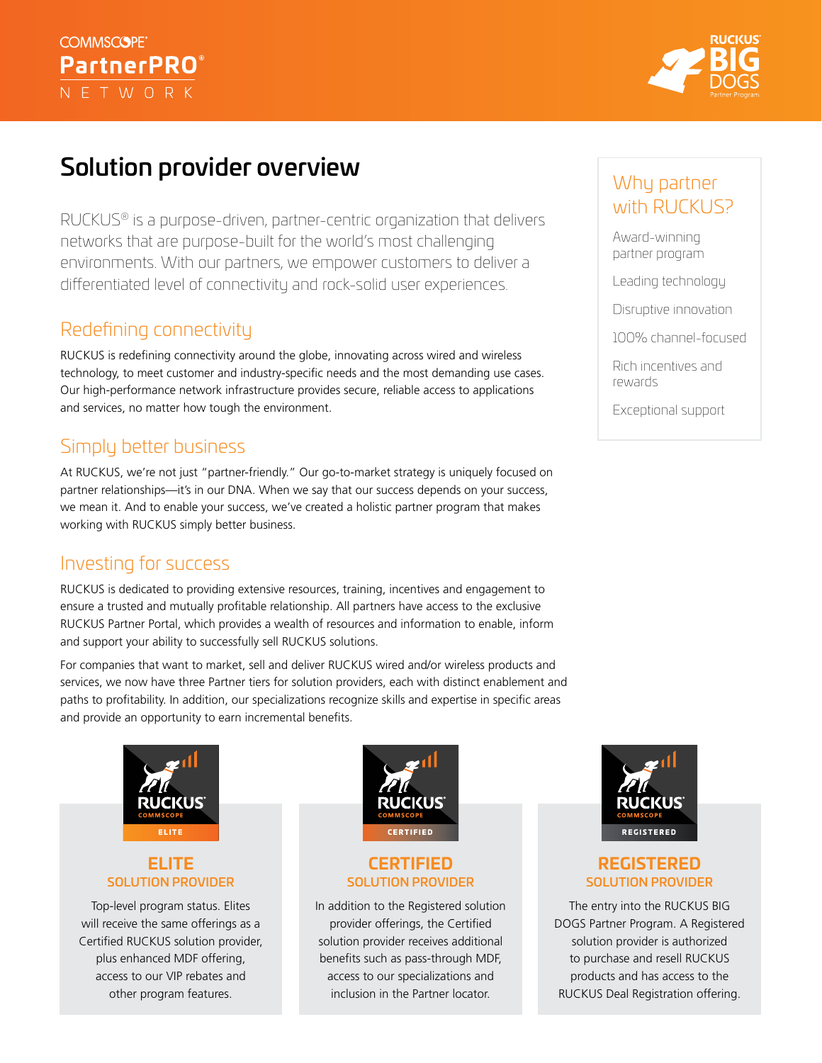# Solution provider overview

RUCKUS® is a purpose-driven, partner-centric organization that delivers networks that are purpose-built for the world's most challenging environments. With our partners, we empower customers to deliver a differentiated level of connectivity and rock-solid user experiences.

## Redefining connectivity

RUCKUS is redefining connectivity around the globe, innovating across wired and wireless technology, to meet customer and industry-specific needs and the most demanding use cases. Our high-performance network infrastructure provides secure, reliable access to applications and services, no matter how tough the environment.

## Simply better business

At RUCKUS, we're not just "partner-friendly." Our go-to-market strategy is uniquely focused on partner relationships—it's in our DNA. When we say that our success depends on your success, we mean it. And to enable your success, we've created a holistic partner program that makes working with RUCKUS simply better business.

## Investing for success

RUCKUS is dedicated to providing extensive resources, training, incentives and engagement to ensure a trusted and mutually profitable relationship. All partners have access to the exclusive RUCKUS Partner Portal, which provides a wealth of resources and information to enable, inform and support your ability to successfully sell RUCKUS solutions.

For companies that want to market, sell and deliver RUCKUS wired and/or wireless products and services, we now have three Partner tiers for solution providers, each with distinct enablement and paths to profitability. In addition, our specializations recognize skills and expertise in specific areas and provide an opportunity to earn incremental benefits.

## Why partner with RUCKUS?

- Award-winning partner program
- Leading technology
- Disruptive innovation
- 100% channel-focused
- Rich incentives and rewards
- Exceptional support

### ELITE SOLUTION PROVIDER

Top-level program status. Elites will receive the same offerings as a Certified RUCKUS solution provider, plus enhanced MDF offering, access to our VIP rebates and other program features.

### CERTIFIED SOLUTION PROVIDER

In addition to the Registered solution provider offerings, the Certified solution provider receives additional benefits such as pass-through MDF, access to our specializations and inclusion in the Partner locator.

### REGISTERED SOLUTION PROVIDER

The entry into the RUCKUS BIG DOGS Partner Program. A Registered solution provider is authorized to purchase and resell RUCKUS products and has access to the RUCKUS Deal Registration offering.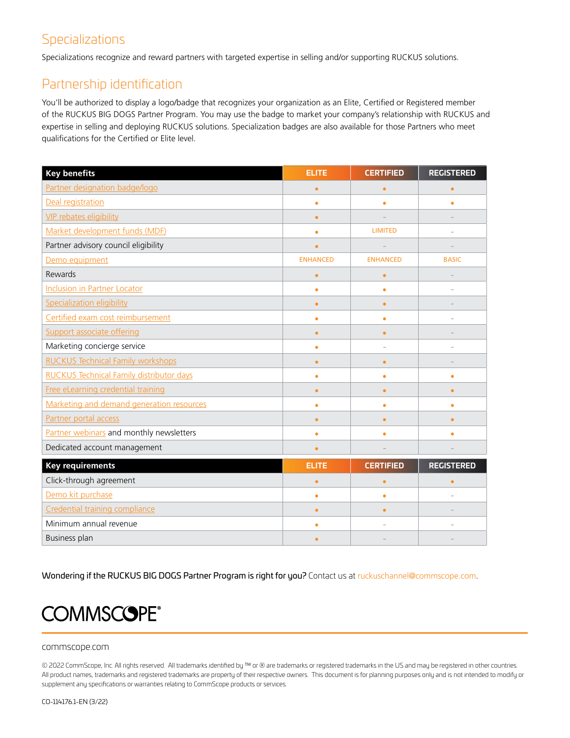## Specializations

Specializations recognize and reward partners with targeted expertise in selling and/or supporting RUCKUS solutions.

## Partnership identification

You'll be authorized to display a logo/badge that recognizes your organization as an Elite, Certified or Registered member of the RUCKUS BIG DOGS Partner Program. You may use the badge to market your company's relationship with RUCKUS and expertise in selling and deploying RUCKUS solutions. Specialization badges are also available for those Partners who meet qualifications for the Certified or Elite level.

| Key benefits | ELITE | CERTIFIED | REGISTERED |
|---|---|---|---|
| Partner designation badge/logo | • | • | • |
| Deal registration | • | • | • |
| VIP rebates eligibility | • | – | – |
| Market development funds (MDF) | • | LIMITED | – |
| Partner advisory council eligibility | • | – | – |
| Demo equipment | ENHANCED | ENHANCED | BASIC |
| Rewards | • | • | – |
| Inclusion in Partner Locator | • | • | – |
| Specialization eligibility | • | • | – |
| Certified exam cost reimbursement | • | • | – |
| Support associate offering | • | • | – |
| Marketing concierge service | • | – | – |
| RUCKUS Technical Family workshops | • | • | – |
| RUCKUS Technical Family distributor days | • | • | • |
| Free eLearning credential training | • | • | • |
| Marketing and demand generation resources | • | • | • |
| Partner portal access | • | • | • |
| Partner webinars and monthly newsletters | • | • | • |
| Dedicated account management | • | – | – |
| **Key requirements** | **ELITE** | **CERTIFIED** | **REGISTERED** |
| Click-through agreement | • | • | • |
| Demo kit purchase | • | • | – |
| Credential training compliance | • | • | – |
| Minimum annual revenue | • | – | – |
| Business plan | • | – | – |

**Wondering if the RUCKUS BIG DOGS Partner Program is right for you?** Contact us at ruckuschannel@commscope.com.

COMMSCOPE®

commscope.com

© 2022 CommScope, Inc. All rights reserved. All trademarks identified by ™ or ® are trademarks or registered trademarks in the US and may be registered in other countries. All product names, trademarks and registered trademarks are property of their respective owners. This document is for planning purposes only and is not intended to modify or supplement any specifications or warranties relating to CommScope products or services.

CO-114176.1-EN (3/22)